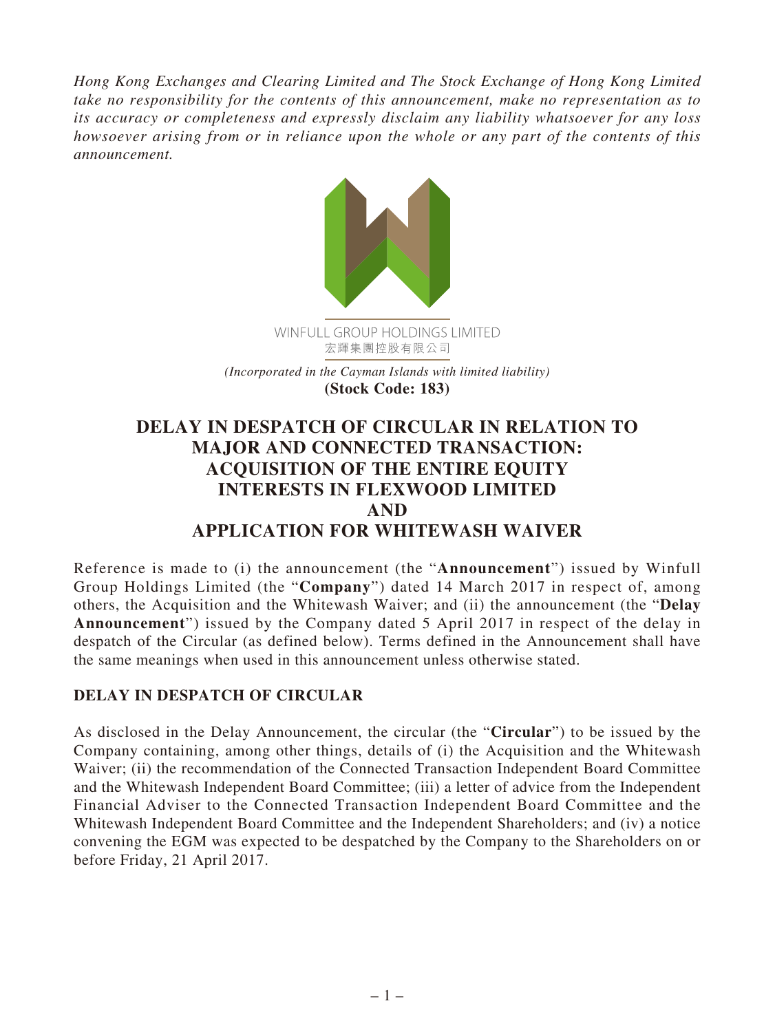*Hong Kong Exchanges and Clearing Limited and The Stock Exchange of Hong Kong Limited take no responsibility for the contents of this announcement, make no representation as to its accuracy or completeness and expressly disclaim any liability whatsoever for any loss howsoever arising from or in reliance upon the whole or any part of the contents of this announcement.*

WINFULL GROUP HOLDINGS LIMITED
宏輝集團控股有限公司

*(Incorporated in the Cayman Islands with limited liability)*
**(Stock Code: 183)**

# DELAY IN DESPATCH OF CIRCULAR IN RELATION TO MAJOR AND CONNECTED TRANSACTION: ACQUISITION OF THE ENTIRE EQUITY INTERESTS IN FLEXWOOD LIMITED AND APPLICATION FOR WHITEWASH WAIVER

Reference is made to (i) the announcement (the "**Announcement**") issued by Winfull Group Holdings Limited (the "**Company**") dated 14 March 2017 in respect of, among others, the Acquisition and the Whitewash Waiver; and (ii) the announcement (the "**Delay Announcement**") issued by the Company dated 5 April 2017 in respect of the delay in despatch of the Circular (as defined below). Terms defined in the Announcement shall have the same meanings when used in this announcement unless otherwise stated.

## DELAY IN DESPATCH OF CIRCULAR

As disclosed in the Delay Announcement, the circular (the "**Circular**") to be issued by the Company containing, among other things, details of (i) the Acquisition and the Whitewash Waiver; (ii) the recommendation of the Connected Transaction Independent Board Committee and the Whitewash Independent Board Committee; (iii) a letter of advice from the Independent Financial Adviser to the Connected Transaction Independent Board Committee and the Whitewash Independent Board Committee and the Independent Shareholders; and (iv) a notice convening the EGM was expected to be despatched by the Company to the Shareholders on or before Friday, 21 April 2017.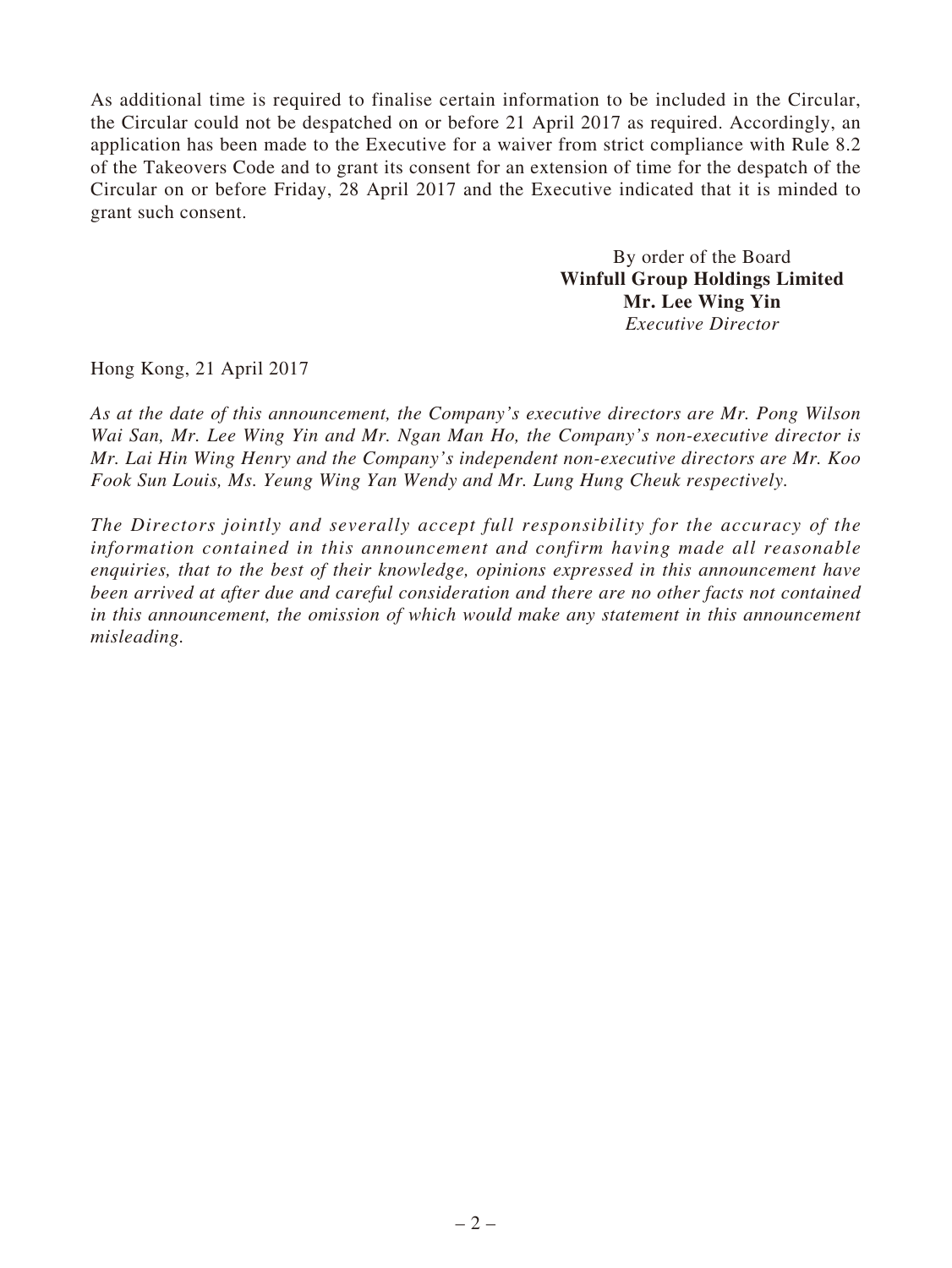As additional time is required to finalise certain information to be included in the Circular, the Circular could not be despatched on or before 21 April 2017 as required. Accordingly, an application has been made to the Executive for a waiver from strict compliance with Rule 8.2 of the Takeovers Code and to grant its consent for an extension of time for the despatch of the Circular on or before Friday, 28 April 2017 and the Executive indicated that it is minded to grant such consent.

By order of the Board
**Winfull Group Holdings Limited**
**Mr. Lee Wing Yin**
*Executive Director*

Hong Kong, 21 April 2017

*As at the date of this announcement, the Company's executive directors are Mr. Pong Wilson Wai San, Mr. Lee Wing Yin and Mr. Ngan Man Ho, the Company's non-executive director is Mr. Lai Hin Wing Henry and the Company's independent non-executive directors are Mr. Koo Fook Sun Louis, Ms. Yeung Wing Yan Wendy and Mr. Lung Hung Cheuk respectively.*

*The Directors jointly and severally accept full responsibility for the accuracy of the information contained in this announcement and confirm having made all reasonable enquiries, that to the best of their knowledge, opinions expressed in this announcement have been arrived at after due and careful consideration and there are no other facts not contained in this announcement, the omission of which would make any statement in this announcement misleading.*